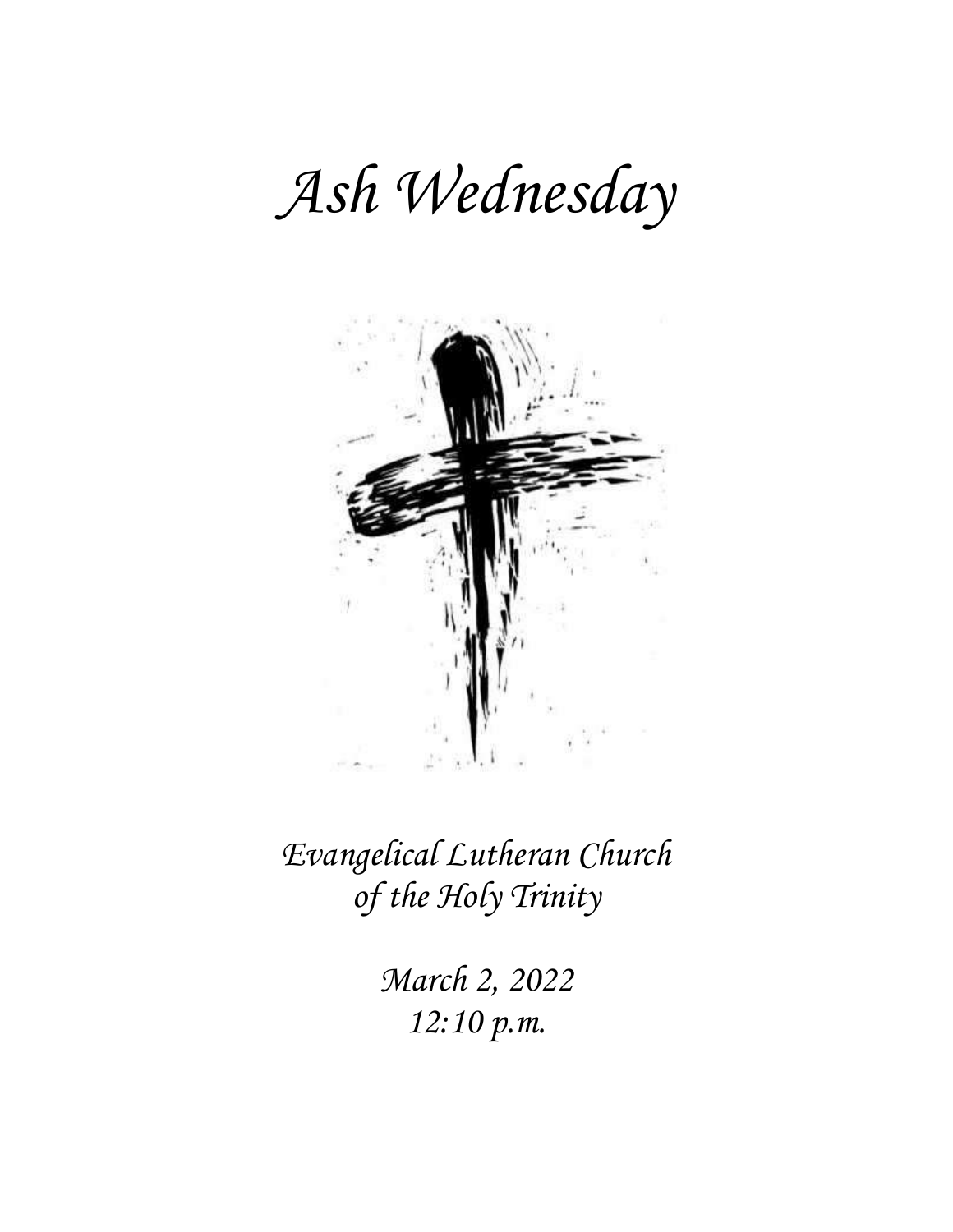# *Ash Wednesday*

*Evangelical Lutheran Church*
*of the Holy Trinity*

*March 2, 2022*
*12:10 p.m.*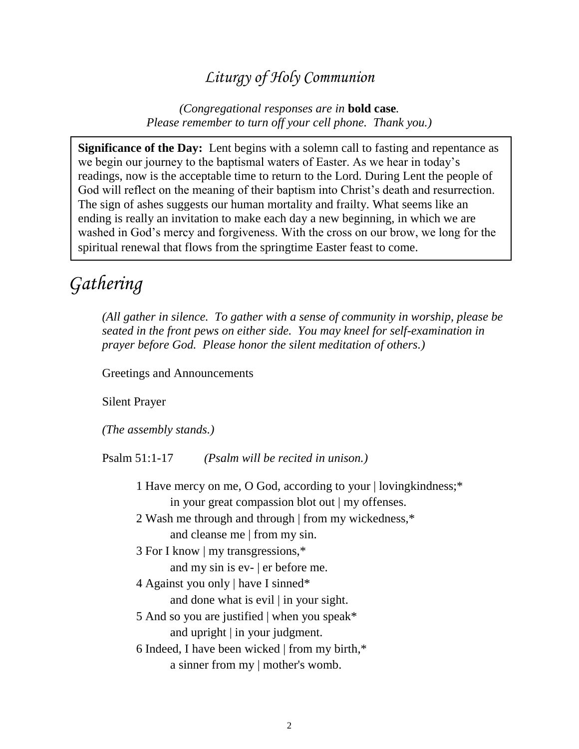# *Liturgy of Holy Communion*

*(Congregational responses are in* **bold case***.*
*Please remember to turn off your cell phone. Thank you.)*

**Significance of the Day:** Lent begins with a solemn call to fasting and repentance as we begin our journey to the baptismal waters of Easter. As we hear in today's readings, now is the acceptable time to return to the Lord. During Lent the people of God will reflect on the meaning of their baptism into Christ's death and resurrection. The sign of ashes suggests our human mortality and frailty. What seems like an ending is really an invitation to make each day a new beginning, in which we are washed in God's mercy and forgiveness. With the cross on our brow, we long for the spiritual renewal that flows from the springtime Easter feast to come.

## *Gathering*

*(All gather in silence. To gather with a sense of community in worship, please be seated in the front pews on either side. You may kneel for self-examination in prayer before God. Please honor the silent meditation of others.)*

Greetings and Announcements

Silent Prayer

*(The assembly stands.)*

Psalm 51:1-17 *(Psalm will be recited in unison.)*

1 Have mercy on me, O God, according to your | lovingkindness;*
in your great compassion blot out | my offenses.
2 Wash me through and through | from my wickedness,*
and cleanse me | from my sin.
3 For I know | my transgressions,*
and my sin is ev- | er before me.
4 Against you only | have I sinned*
and done what is evil | in your sight.
5 And so you are justified | when you speak*
and upright | in your judgment.
6 Indeed, I have been wicked | from my birth,*
a sinner from my | mother's womb.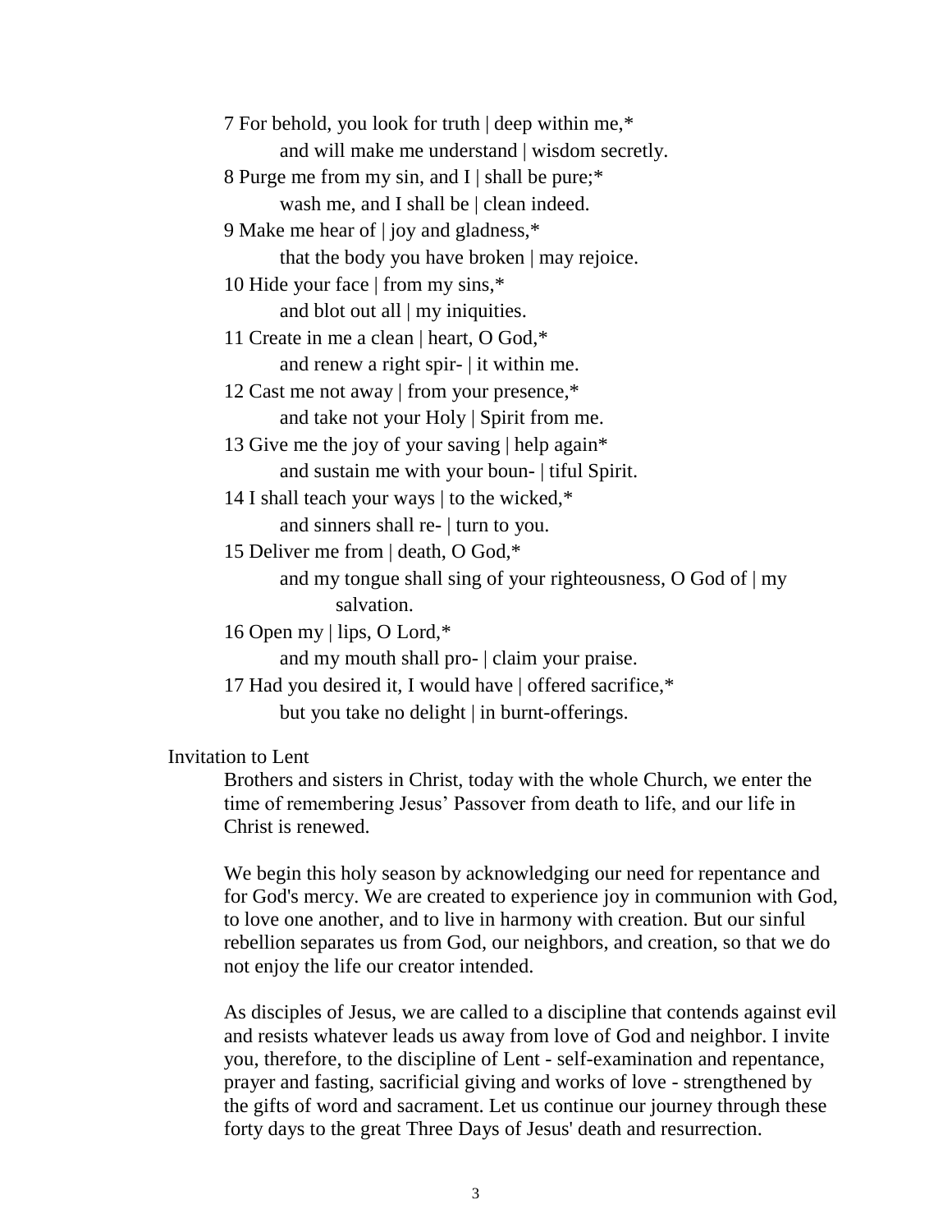7 For behold, you look for truth | deep within me,*
    and will make me understand | wisdom secretly.
8 Purge me from my sin, and I | shall be pure;*
    wash me, and I shall be | clean indeed.
9 Make me hear of | joy and gladness,*
    that the body you have broken | may rejoice.
10 Hide your face | from my sins,*
    and blot out all | my iniquities.
11 Create in me a clean | heart, O God,*
    and renew a right spir- | it within me.
12 Cast me not away | from your presence,*
    and take not your Holy | Spirit from me.
13 Give me the joy of your saving | help again*
    and sustain me with your boun- | tiful Spirit.
14 I shall teach your ways | to the wicked,*
    and sinners shall re- | turn to you.
15 Deliver me from | death, O God,*
    and my tongue shall sing of your righteousness, O God of | my salvation.
16 Open my | lips, O Lord,*
    and my mouth shall pro- | claim your praise.
17 Had you desired it, I would have | offered sacrifice,*
    but you take no delight | in burnt-offerings.

Invitation to Lent

Brothers and sisters in Christ, today with the whole Church, we enter the time of remembering Jesus' Passover from death to life, and our life in Christ is renewed.

We begin this holy season by acknowledging our need for repentance and for God's mercy. We are created to experience joy in communion with God, to love one another, and to live in harmony with creation. But our sinful rebellion separates us from God, our neighbors, and creation, so that we do not enjoy the life our creator intended.

As disciples of Jesus, we are called to a discipline that contends against evil and resists whatever leads us away from love of God and neighbor. I invite you, therefore, to the discipline of Lent - self-examination and repentance, prayer and fasting, sacrificial giving and works of love - strengthened by the gifts of word and sacrament. Let us continue our journey through these forty days to the great Three Days of Jesus' death and resurrection.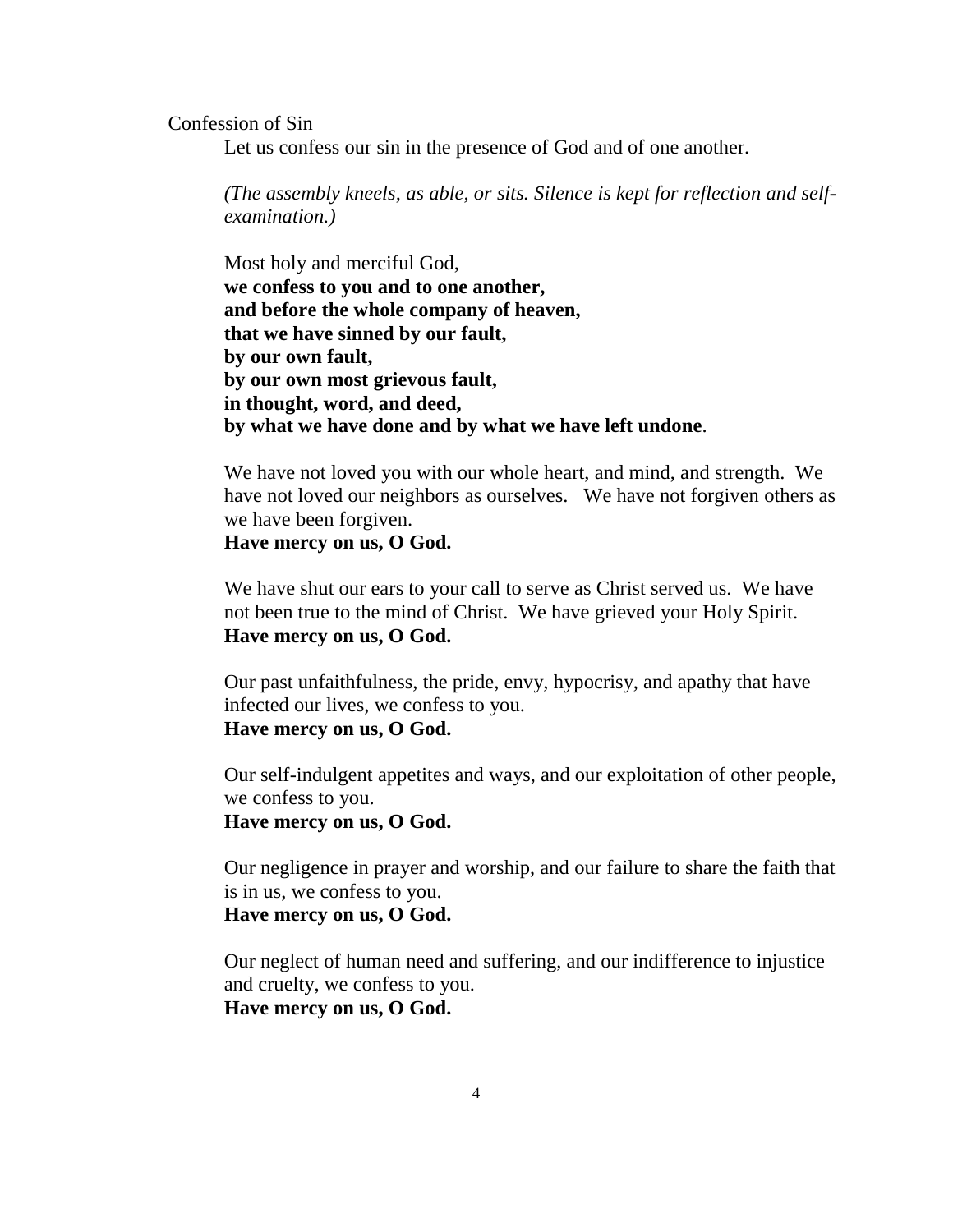Confession of Sin

Let us confess our sin in the presence of God and of one another.

*(The assembly kneels, as able, or sits. Silence is kept for reflection and self-examination.)*

Most holy and merciful God,
**we confess to you and to one another,**
**and before the whole company of heaven,**
**that we have sinned by our fault,**
**by our own fault,**
**by our own most grievous fault,**
**in thought, word, and deed,**
**by what we have done and by what we have left undone**.

We have not loved you with our whole heart, and mind, and strength. We have not loved our neighbors as ourselves. We have not forgiven others as we have been forgiven.
**Have mercy on us, O God.**

We have shut our ears to your call to serve as Christ served us. We have not been true to the mind of Christ. We have grieved your Holy Spirit.
**Have mercy on us, O God.**

Our past unfaithfulness, the pride, envy, hypocrisy, and apathy that have infected our lives, we confess to you.
**Have mercy on us, O God.**

Our self-indulgent appetites and ways, and our exploitation of other people, we confess to you.
**Have mercy on us, O God.**

Our negligence in prayer and worship, and our failure to share the faith that is in us, we confess to you.
**Have mercy on us, O God.**

Our neglect of human need and suffering, and our indifference to injustice and cruelty, we confess to you.
**Have mercy on us, O God.**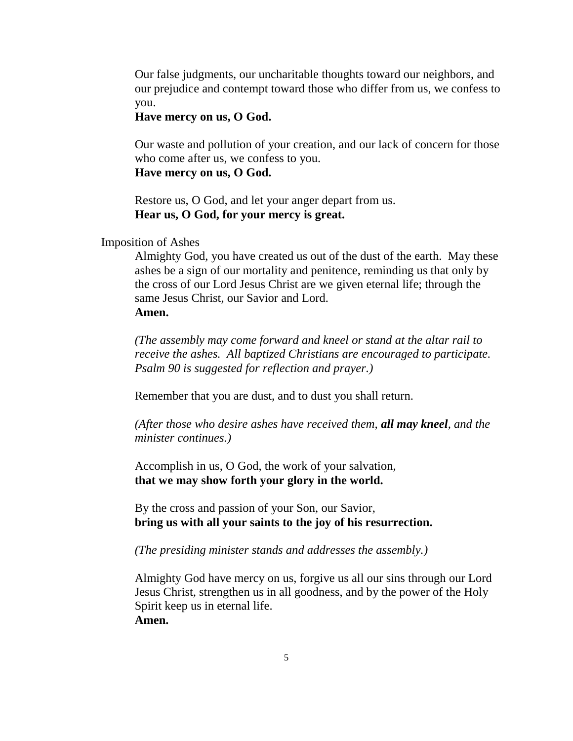Our false judgments, our uncharitable thoughts toward our neighbors, and our prejudice and contempt toward those who differ from us, we confess to you.
**Have mercy on us, O God.**

Our waste and pollution of your creation, and our lack of concern for those who come after us, we confess to you.
**Have mercy on us, O God.**

Restore us, O God, and let your anger depart from us.
**Hear us, O God, for your mercy is great.**

Imposition of Ashes

Almighty God, you have created us out of the dust of the earth. May these ashes be a sign of our mortality and penitence, reminding us that only by the cross of our Lord Jesus Christ are we given eternal life; through the same Jesus Christ, our Savior and Lord.
**Amen.**

*(The assembly may come forward and kneel or stand at the altar rail to receive the ashes. All baptized Christians are encouraged to participate. Psalm 90 is suggested for reflection and prayer.)*

Remember that you are dust, and to dust you shall return.

*(After those who desire ashes have received them, **all may kneel**, and the minister continues.)*

Accomplish in us, O God, the work of your salvation,
**that we may show forth your glory in the world.**

By the cross and passion of your Son, our Savior,
**bring us with all your saints to the joy of his resurrection.**

*(The presiding minister stands and addresses the assembly.)*

Almighty God have mercy on us, forgive us all our sins through our Lord Jesus Christ, strengthen us in all goodness, and by the power of the Holy Spirit keep us in eternal life.
**Amen.**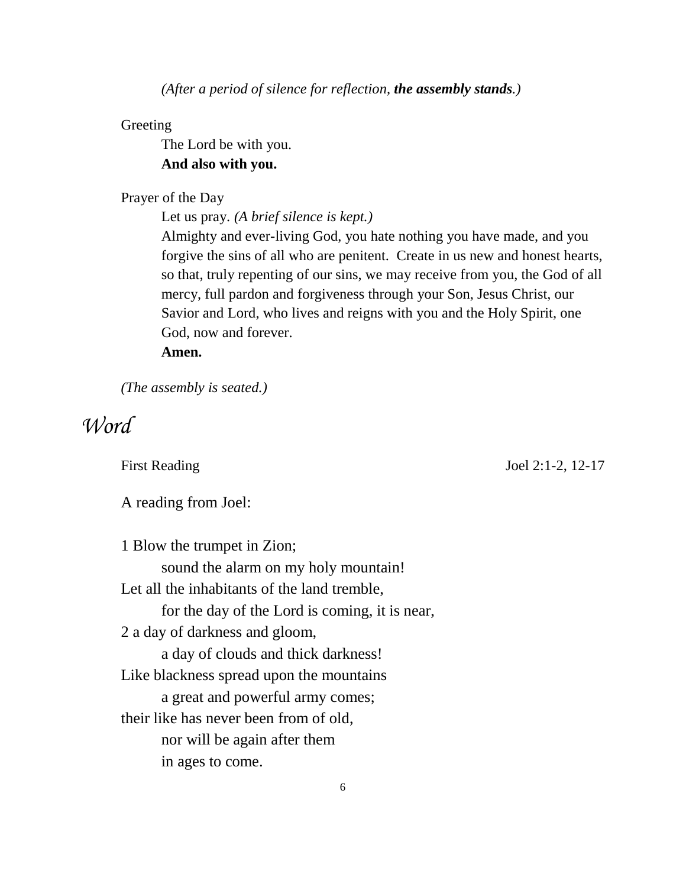*(After a period of silence for reflection, **the assembly stands**.)*

Greeting

The Lord be with you.
**And also with you.**

Prayer of the Day

Let us pray. *(A brief silence is kept.)*
Almighty and ever-living God, you hate nothing you have made, and you forgive the sins of all who are penitent. Create in us new and honest hearts, so that, truly repenting of our sins, we may receive from you, the God of all mercy, full pardon and forgiveness through your Son, Jesus Christ, our Savior and Lord, who lives and reigns with you and the Holy Spirit, one God, now and forever.
**Amen.**

*(The assembly is seated.)*

# *Word*

First Reading — Joel 2:1-2, 12-17

A reading from Joel:

1 Blow the trumpet in Zion;
    sound the alarm on my holy mountain!
Let all the inhabitants of the land tremble,
    for the day of the Lord is coming, it is near,
2 a day of darkness and gloom,
    a day of clouds and thick darkness!
Like blackness spread upon the mountains
    a great and powerful army comes;
their like has never been from of old,
    nor will be again after them
    in ages to come.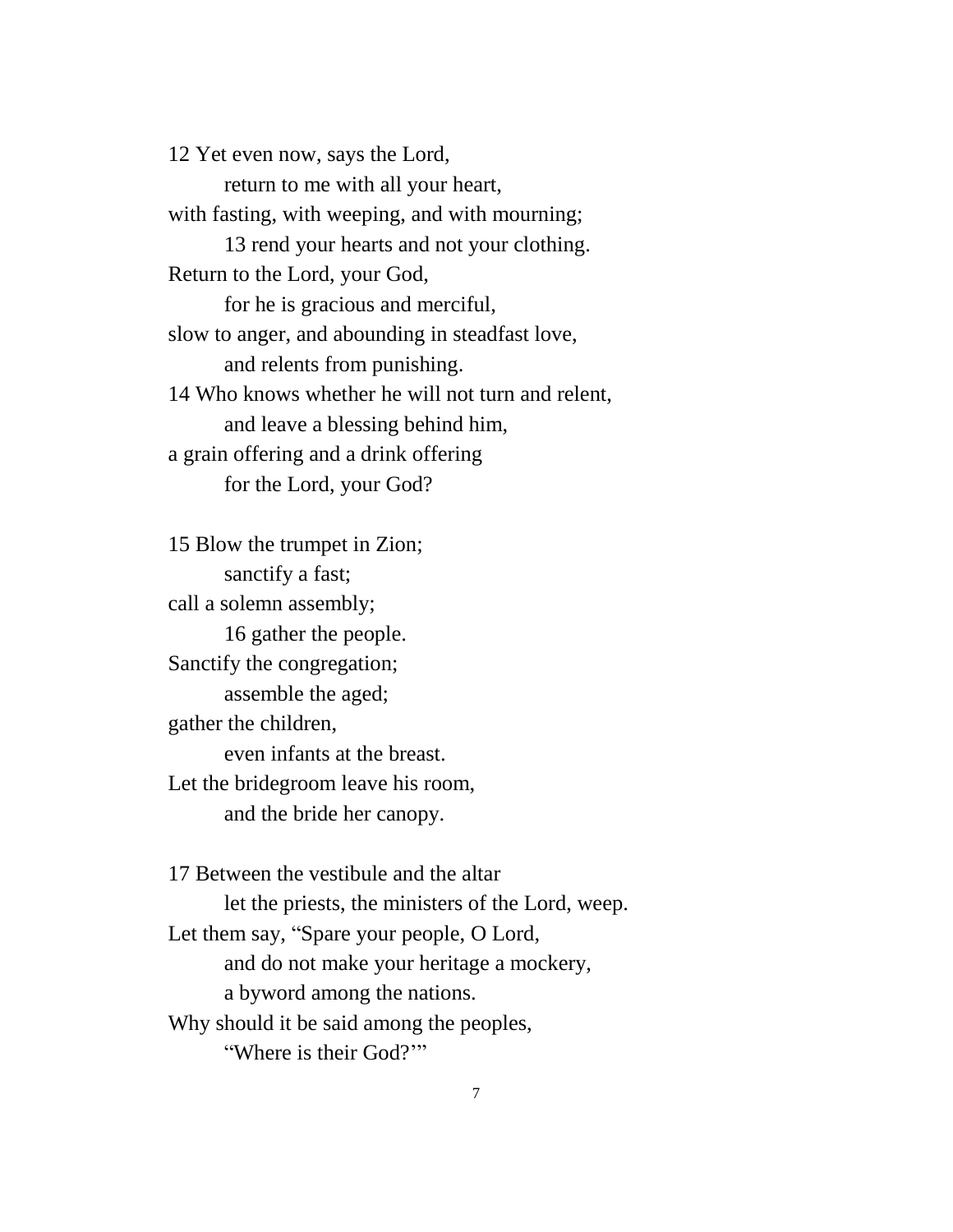12 Yet even now, says the Lord,
    return to me with all your heart,
with fasting, with weeping, and with mourning;
    13 rend your hearts and not your clothing.
Return to the Lord, your God,
    for he is gracious and merciful,
slow to anger, and abounding in steadfast love,
    and relents from punishing.
14 Who knows whether he will not turn and relent,
    and leave a blessing behind him,
a grain offering and a drink offering
    for the Lord, your God?

15 Blow the trumpet in Zion;
    sanctify a fast;
call a solemn assembly;
    16 gather the people.
Sanctify the congregation;
    assemble the aged;
gather the children,
    even infants at the breast.
Let the bridegroom leave his room,
    and the bride her canopy.

17 Between the vestibule and the altar
    let the priests, the ministers of the Lord, weep.
Let them say, "Spare your people, O Lord,
    and do not make your heritage a mockery,
    a byword among the nations.
Why should it be said among the peoples,
    'Where is their God?'"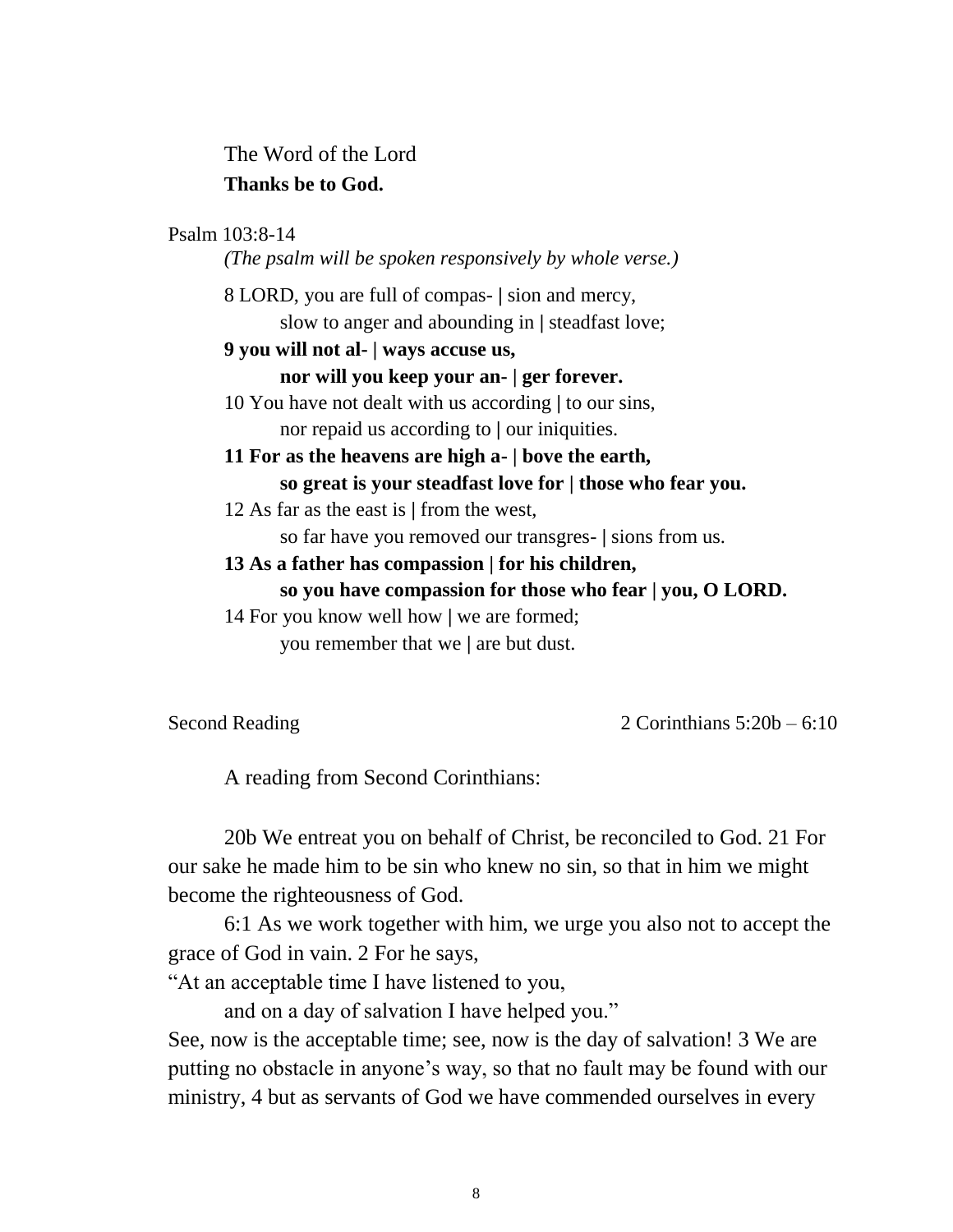The Word of the Lord
**Thanks be to God.**

Psalm 103:8-14

*(The psalm will be spoken responsively by whole verse.)*

8 LORD, you are full of compas- | sion and mercy,
slow to anger and abounding in | steadfast love;
**9 you will not al- | ways accuse us,**
**nor will you keep your an- | ger forever.**
10 You have not dealt with us according | to our sins,
nor repaid us according to | our iniquities.
**11 For as the heavens are high a- | bove the earth,**
**so great is your steadfast love for | those who fear you.**
12 As far as the east is | from the west,
so far have you removed our transgres- | sions from us.
**13 As a father has compassion | for his children,**
**so you have compassion for those who fear | you, O LORD.**
14 For you know well how | we are formed;
you remember that we | are but dust.

Second Reading 2 Corinthians 5:20b – 6:10

A reading from Second Corinthians:

20b We entreat you on behalf of Christ, be reconciled to God. 21 For our sake he made him to be sin who knew no sin, so that in him we might become the righteousness of God.

6:1 As we work together with him, we urge you also not to accept the grace of God in vain. 2 For he says,
"At an acceptable time I have listened to you,
and on a day of salvation I have helped you."
See, now is the acceptable time; see, now is the day of salvation! 3 We are putting no obstacle in anyone's way, so that no fault may be found with our ministry, 4 but as servants of God we have commended ourselves in every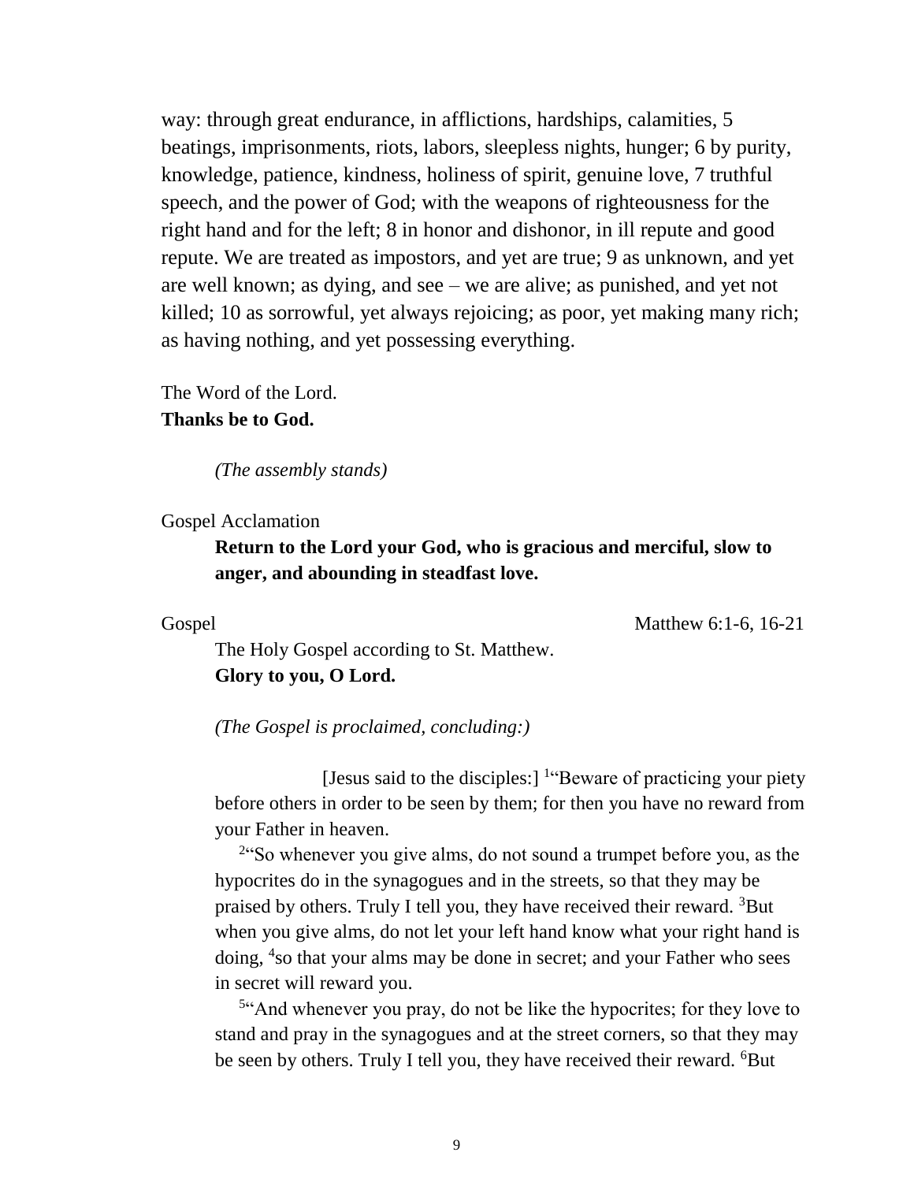way: through great endurance, in afflictions, hardships, calamities, 5 beatings, imprisonments, riots, labors, sleepless nights, hunger; 6 by purity, knowledge, patience, kindness, holiness of spirit, genuine love, 7 truthful speech, and the power of God; with the weapons of righteousness for the right hand and for the left; 8 in honor and dishonor, in ill repute and good repute. We are treated as impostors, and yet are true; 9 as unknown, and yet are well known; as dying, and see – we are alive; as punished, and yet not killed; 10 as sorrowful, yet always rejoicing; as poor, yet making many rich; as having nothing, and yet possessing everything.

The Word of the Lord.
**Thanks be to God.**

*(The assembly stands)*

Gospel Acclamation

**Return to the Lord your God, who is gracious and merciful, slow to anger, and abounding in steadfast love.**

Gospel — Matthew 6:1-6, 16-21

The Holy Gospel according to St. Matthew.
**Glory to you, O Lord.**

*(The Gospel is proclaimed, concluding:)*

[Jesus said to the disciples:] [1]"Beware of practicing your piety before others in order to be seen by them; for then you have no reward from your Father in heaven.

[2]"So whenever you give alms, do not sound a trumpet before you, as the hypocrites do in the synagogues and in the streets, so that they may be praised by others. Truly I tell you, they have received their reward. [3]But when you give alms, do not let your left hand know what your right hand is doing, [4]so that your alms may be done in secret; and your Father who sees in secret will reward you.

[5]"And whenever you pray, do not be like the hypocrites; for they love to stand and pray in the synagogues and at the street corners, so that they may be seen by others. Truly I tell you, they have received their reward. [6]But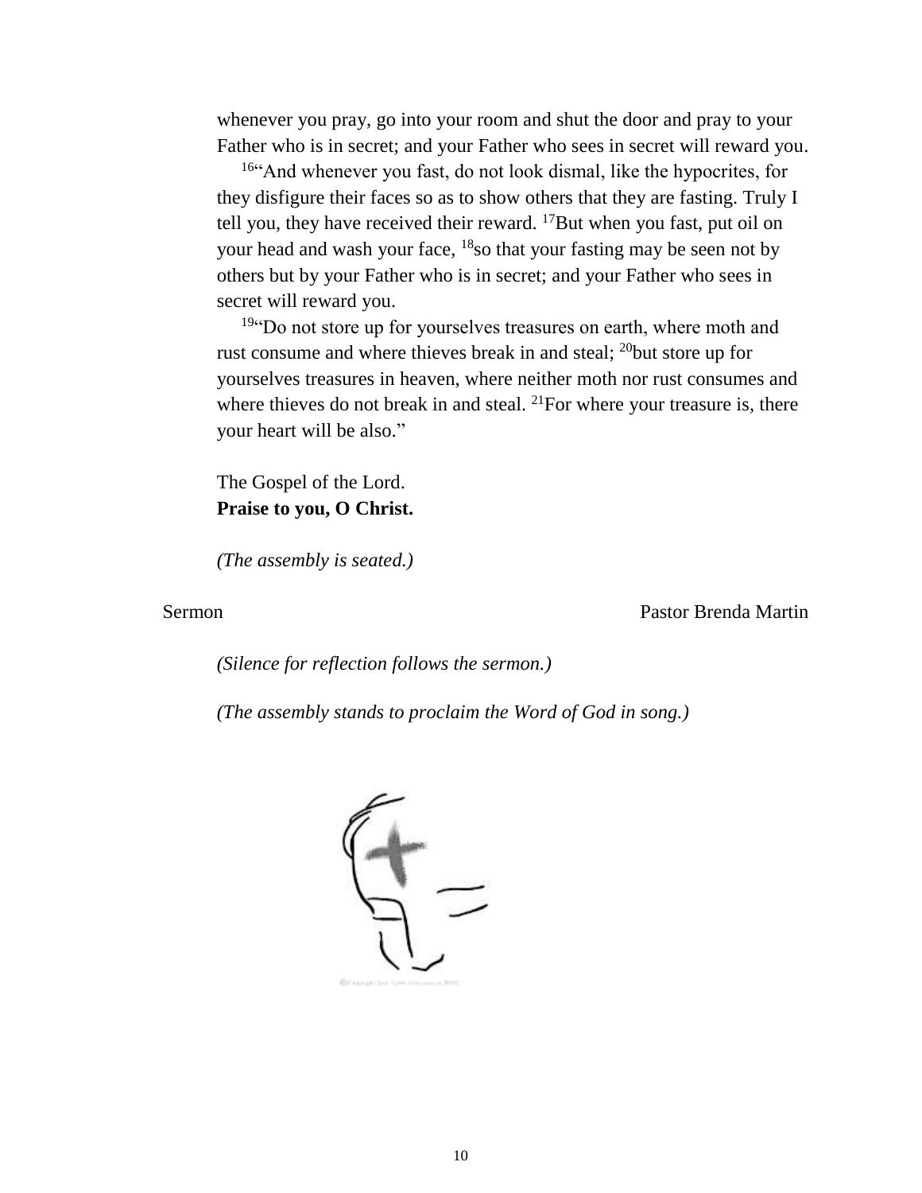whenever you pray, go into your room and shut the door and pray to your Father who is in secret; and your Father who sees in secret will reward you.

[16]"And whenever you fast, do not look dismal, like the hypocrites, for they disfigure their faces so as to show others that they are fasting. Truly I tell you, they have received their reward. [17]But when you fast, put oil on your head and wash your face, [18]so that your fasting may be seen not by others but by your Father who is in secret; and your Father who sees in secret will reward you.

[19]"Do not store up for yourselves treasures on earth, where moth and rust consume and where thieves break in and steal; [20]but store up for yourselves treasures in heaven, where neither moth nor rust consumes and where thieves do not break in and steal. [21]For where your treasure is, there your heart will be also."

The Gospel of the Lord.
**Praise to you, O Christ.**

*(The assembly is seated.)*

Sermon — Pastor Brenda Martin

*(Silence for reflection follows the sermon.)*

*(The assembly stands to proclaim the Word of God in song.)*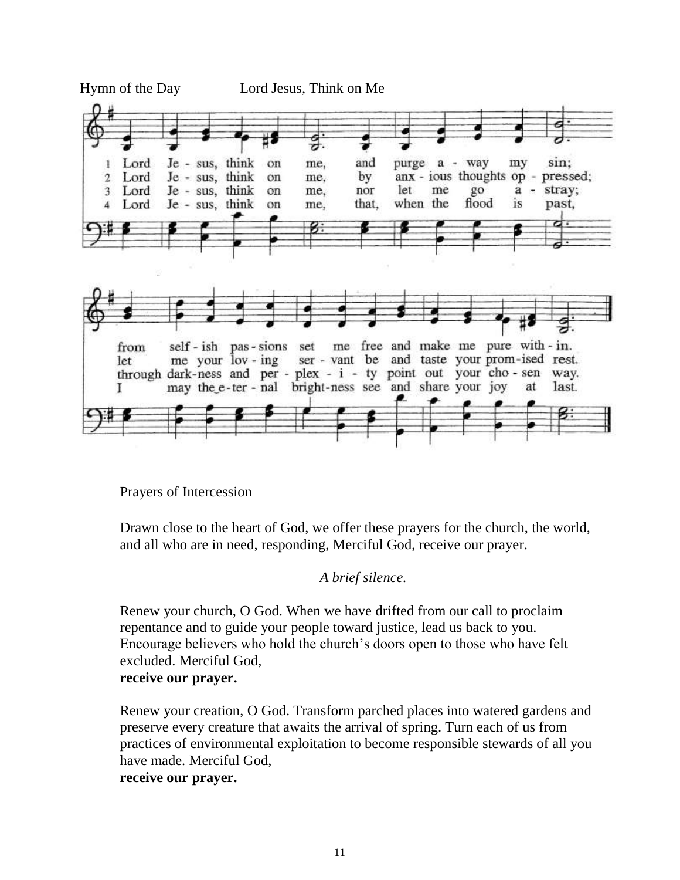Hymn of the Day Lord Jesus, Think on Me

1 Lord Je - sus, think on me, and purge a - way my sin;
from self - ish pas - sions set me free and make me pure with - in.

2 Lord Je - sus, think on me, by anx - ious thoughts op - pressed;
let me your lov - ing ser - vant be and taste your prom - ised rest.

3 Lord Je - sus, think on me, nor let me go a - stray;
through dark - ness and per - plex - i - ty point out your cho - sen way.

4 Lord Je - sus, think on me, that, when the flood is past,
I may the e - ter - nal bright - ness see and share your joy at last.

Prayers of Intercession

Drawn close to the heart of God, we offer these prayers for the church, the world, and all who are in need, responding, Merciful God, receive our prayer.

*A brief silence.*

Renew your church, O God. When we have drifted from our call to proclaim repentance and to guide your people toward justice, lead us back to you. Encourage believers who hold the church's doors open to those who have felt excluded. Merciful God,
**receive our prayer.**

Renew your creation, O God. Transform parched places into watered gardens and preserve every creature that awaits the arrival of spring. Turn each of us from practices of environmental exploitation to become responsible stewards of all you have made. Merciful God,
**receive our prayer.**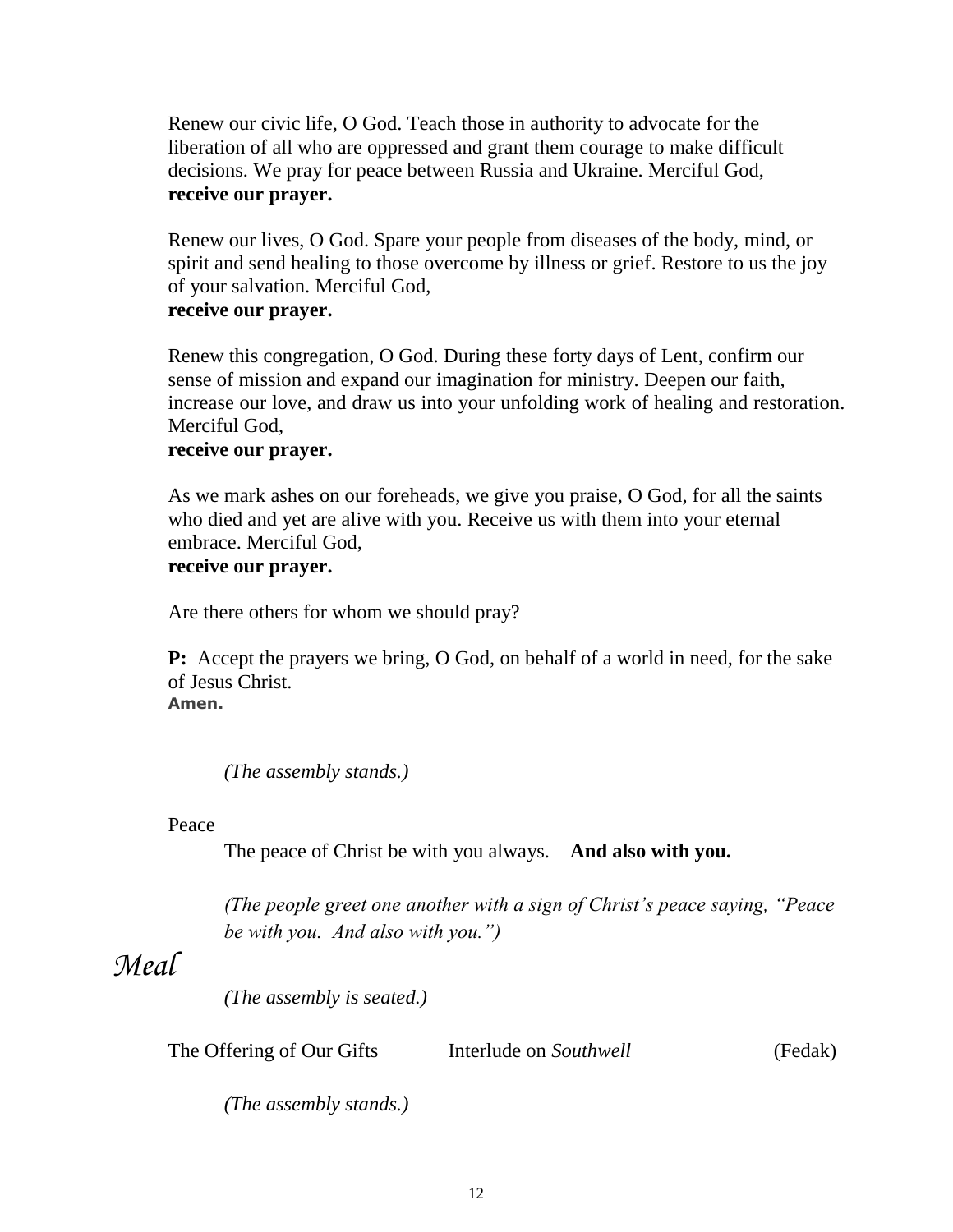Renew our civic life, O God. Teach those in authority to advocate for the liberation of all who are oppressed and grant them courage to make difficult decisions. We pray for peace between Russia and Ukraine. Merciful God,
**receive our prayer.**

Renew our lives, O God. Spare your people from diseases of the body, mind, or spirit and send healing to those overcome by illness or grief. Restore to us the joy of your salvation. Merciful God,
**receive our prayer.**

Renew this congregation, O God. During these forty days of Lent, confirm our sense of mission and expand our imagination for ministry. Deepen our faith, increase our love, and draw us into your unfolding work of healing and restoration. Merciful God,
**receive our prayer.**

As we mark ashes on our foreheads, we give you praise, O God, for all the saints who died and yet are alive with you. Receive us with them into your eternal embrace. Merciful God,
**receive our prayer.**

Are there others for whom we should pray?

**P:** Accept the prayers we bring, O God, on behalf of a world in need, for the sake of Jesus Christ.
**Amen.**

*(The assembly stands.)*

Peace

The peace of Christ be with you always. **And also with you.**

*(The people greet one another with a sign of Christ's peace saying, "Peace be with you. And also with you.")*

# *Meal*

*(The assembly is seated.)*

The Offering of Our Gifts Interlude on *Southwell* (Fedak)

*(The assembly stands.)*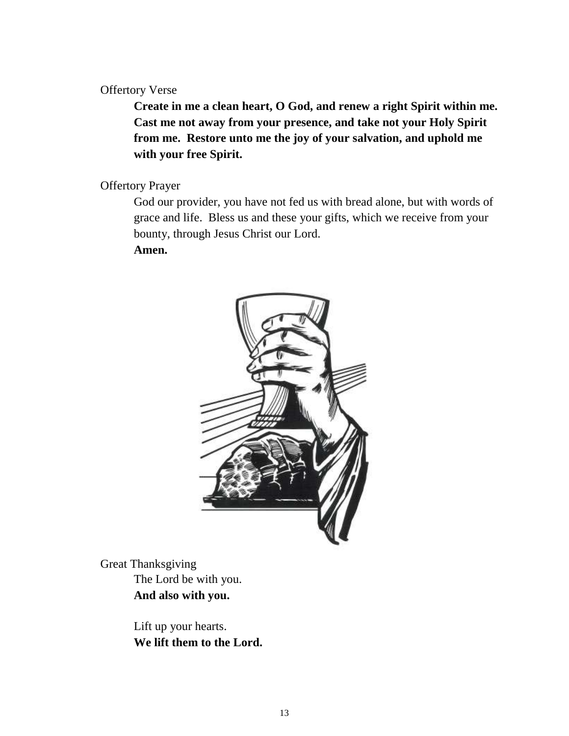Offertory Verse

**Create in me a clean heart, O God, and renew a right Spirit within me. Cast me not away from your presence, and take not your Holy Spirit from me. Restore unto me the joy of your salvation, and uphold me with your free Spirit.**

Offertory Prayer

God our provider, you have not fed us with bread alone, but with words of grace and life. Bless us and these your gifts, which we receive from your bounty, through Jesus Christ our Lord.
**Amen.**

Great Thanksgiving

The Lord be with you.
**And also with you.**

Lift up your hearts.
**We lift them to the Lord.**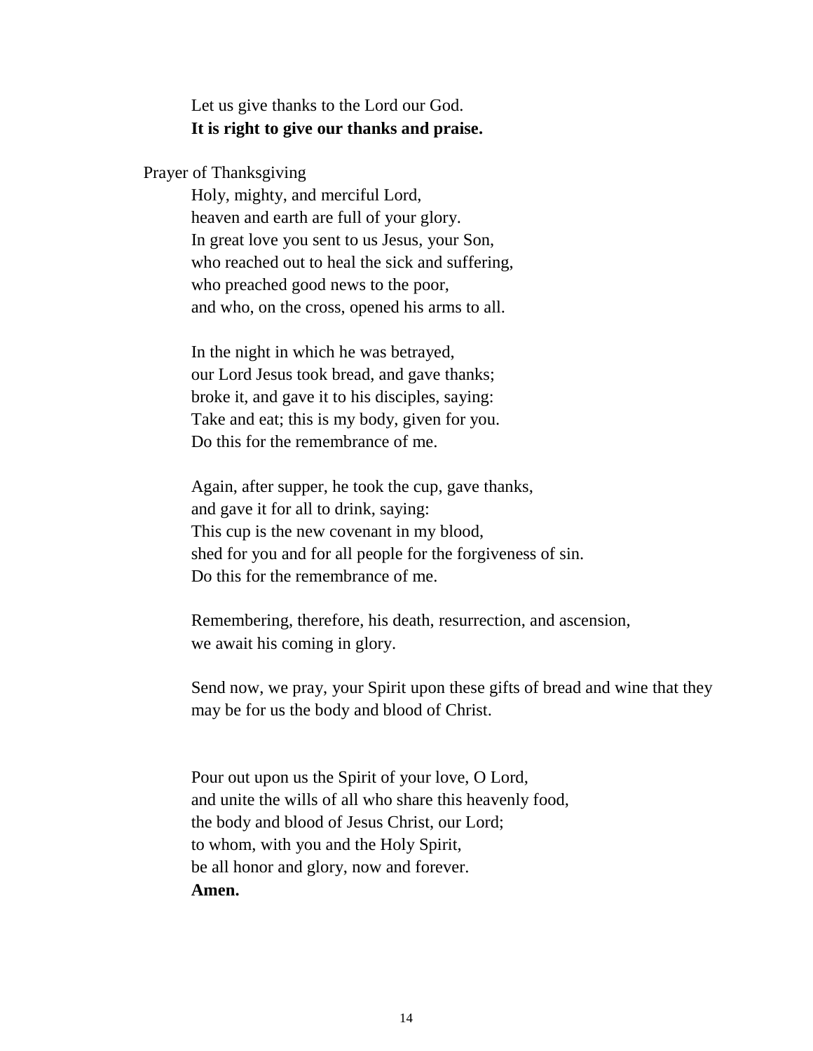Let us give thanks to the Lord our God.  
**It is right to give our thanks and praise.**

Prayer of Thanksgiving

Holy, mighty, and merciful Lord,  
heaven and earth are full of your glory.  
In great love you sent to us Jesus, your Son,  
who reached out to heal the sick and suffering,  
who preached good news to the poor,  
and who, on the cross, opened his arms to all.

In the night in which he was betrayed,  
our Lord Jesus took bread, and gave thanks;  
broke it, and gave it to his disciples, saying:  
Take and eat; this is my body, given for you.  
Do this for the remembrance of me.

Again, after supper, he took the cup, gave thanks,  
and gave it for all to drink, saying:  
This cup is the new covenant in my blood,  
shed for you and for all people for the forgiveness of sin.  
Do this for the remembrance of me.

Remembering, therefore, his death, resurrection, and ascension,  
we await his coming in glory.

Send now, we pray, your Spirit upon these gifts of bread and wine that they may be for us the body and blood of Christ.

Pour out upon us the Spirit of your love, O Lord,  
and unite the wills of all who share this heavenly food,  
the body and blood of Jesus Christ, our Lord;  
to whom, with you and the Holy Spirit,  
be all honor and glory, now and forever.  
**Amen.**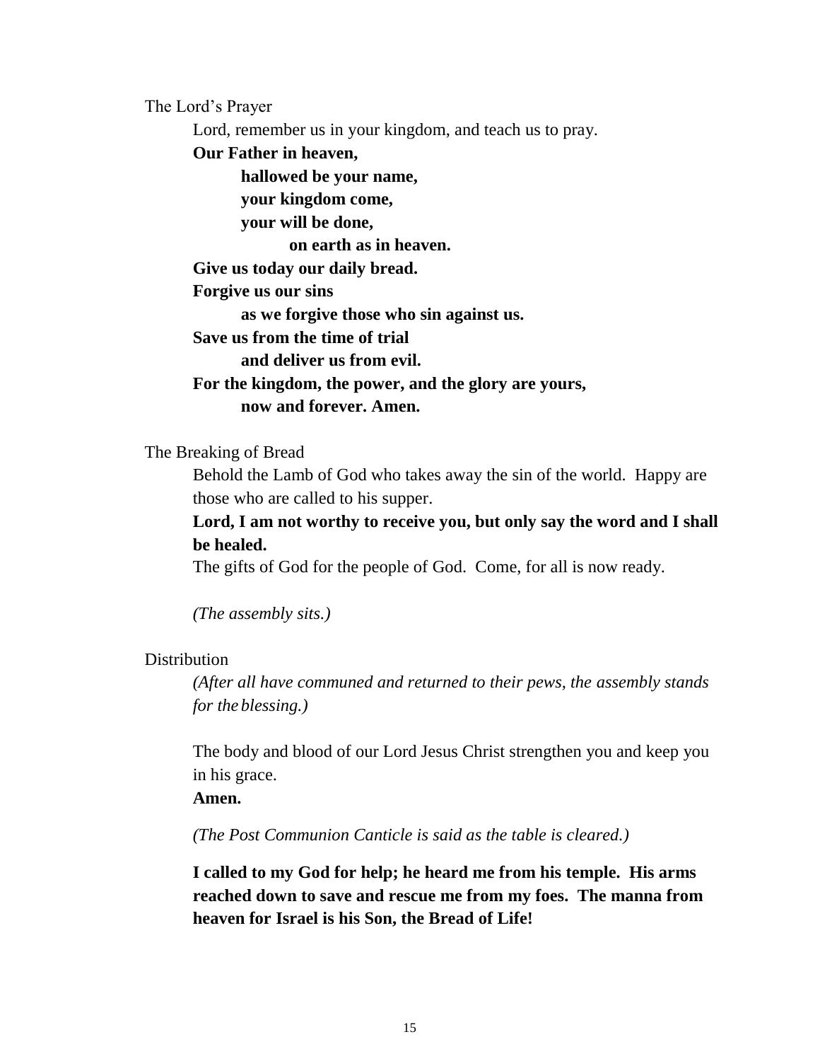The Lord's Prayer

Lord, remember us in your kingdom, and teach us to pray.

**Our Father in heaven,**
**hallowed be your name,**
**your kingdom come,**
**your will be done,**
**on earth as in heaven.**
**Give us today our daily bread.**
**Forgive us our sins**
**as we forgive those who sin against us.**
**Save us from the time of trial**
**and deliver us from evil.**
**For the kingdom, the power, and the glory are yours,**
**now and forever. Amen.**

The Breaking of Bread

Behold the Lamb of God who takes away the sin of the world. Happy are those who are called to his supper.

**Lord, I am not worthy to receive you, but only say the word and I shall be healed.**

The gifts of God for the people of God. Come, for all is now ready.

*(The assembly sits.)*

Distribution

*(After all have communed and returned to their pews, the assembly stands for the blessing.)*

The body and blood of our Lord Jesus Christ strengthen you and keep you in his grace.

**Amen.**

*(The Post Communion Canticle is said as the table is cleared.)*

**I called to my God for help; he heard me from his temple. His arms reached down to save and rescue me from my foes. The manna from heaven for Israel is his Son, the Bread of Life!**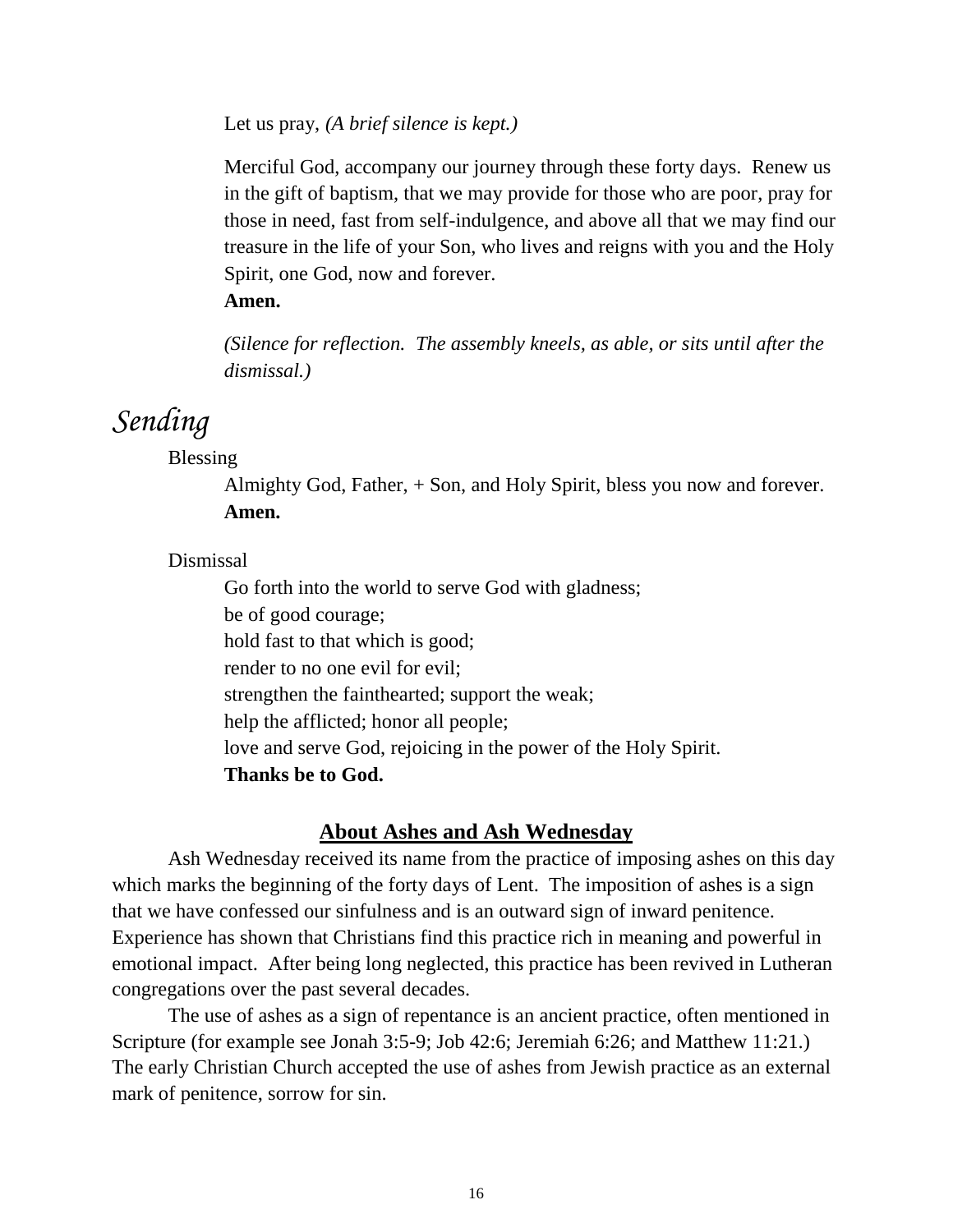Let us pray, *(A brief silence is kept.)*

Merciful God, accompany our journey through these forty days. Renew us in the gift of baptism, that we may provide for those who are poor, pray for those in need, fast from self-indulgence, and above all that we may find our treasure in the life of your Son, who lives and reigns with you and the Holy Spirit, one God, now and forever.
**Amen.**

*(Silence for reflection. The assembly kneels, as able, or sits until after the dismissal.)*

# *Sending*

Blessing

Almighty God, Father, + Son, and Holy Spirit, bless you now and forever.
**Amen.**

Dismissal

Go forth into the world to serve God with gladness;
be of good courage;
hold fast to that which is good;
render to no one evil for evil;
strengthen the fainthearted; support the weak;
help the afflicted; honor all people;
love and serve God, rejoicing in the power of the Holy Spirit.
**Thanks be to God.**

## **About Ashes and Ash Wednesday**

Ash Wednesday received its name from the practice of imposing ashes on this day which marks the beginning of the forty days of Lent. The imposition of ashes is a sign that we have confessed our sinfulness and is an outward sign of inward penitence. Experience has shown that Christians find this practice rich in meaning and powerful in emotional impact. After being long neglected, this practice has been revived in Lutheran congregations over the past several decades.

The use of ashes as a sign of repentance is an ancient practice, often mentioned in Scripture (for example see Jonah 3:5-9; Job 42:6; Jeremiah 6:26; and Matthew 11:21.) The early Christian Church accepted the use of ashes from Jewish practice as an external mark of penitence, sorrow for sin.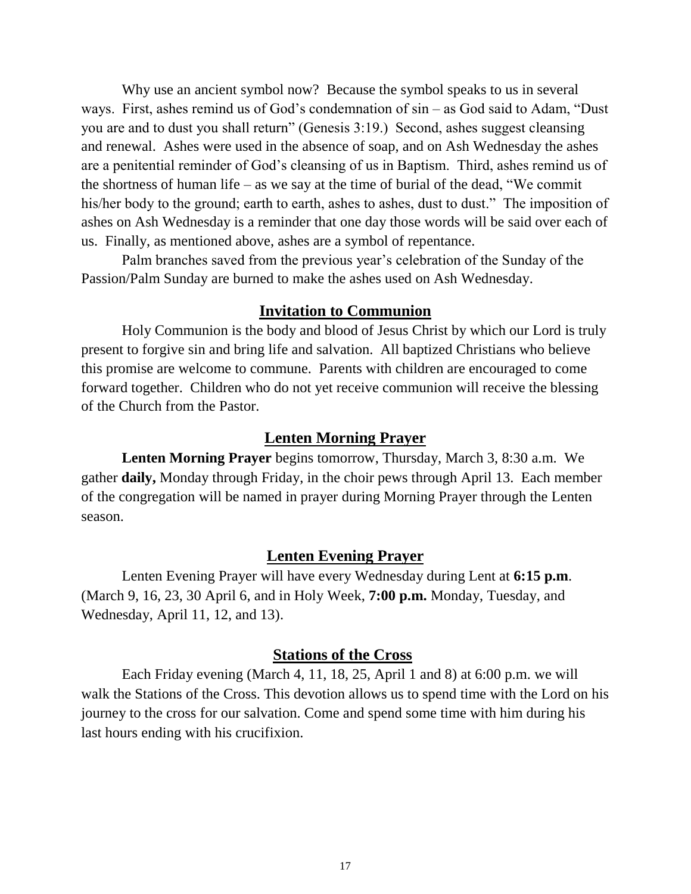Why use an ancient symbol now? Because the symbol speaks to us in several ways. First, ashes remind us of God's condemnation of sin – as God said to Adam, "Dust you are and to dust you shall return" (Genesis 3:19.) Second, ashes suggest cleansing and renewal. Ashes were used in the absence of soap, and on Ash Wednesday the ashes are a penitential reminder of God's cleansing of us in Baptism. Third, ashes remind us of the shortness of human life – as we say at the time of burial of the dead, "We commit his/her body to the ground; earth to earth, ashes to ashes, dust to dust." The imposition of ashes on Ash Wednesday is a reminder that one day those words will be said over each of us. Finally, as mentioned above, ashes are a symbol of repentance.

Palm branches saved from the previous year's celebration of the Sunday of the Passion/Palm Sunday are burned to make the ashes used on Ash Wednesday.

## Invitation to Communion

Holy Communion is the body and blood of Jesus Christ by which our Lord is truly present to forgive sin and bring life and salvation. All baptized Christians who believe this promise are welcome to commune. Parents with children are encouraged to come forward together. Children who do not yet receive communion will receive the blessing of the Church from the Pastor.

## Lenten Morning Prayer

**Lenten Morning Prayer** begins tomorrow, Thursday, March 3, 8:30 a.m. We gather **daily,** Monday through Friday, in the choir pews through April 13. Each member of the congregation will be named in prayer during Morning Prayer through the Lenten season.

## Lenten Evening Prayer

Lenten Evening Prayer will have every Wednesday during Lent at **6:15 p.m**. (March 9, 16, 23, 30 April 6, and in Holy Week, **7:00 p.m.** Monday, Tuesday, and Wednesday, April 11, 12, and 13).

## Stations of the Cross

Each Friday evening (March 4, 11, 18, 25, April 1 and 8) at 6:00 p.m. we will walk the Stations of the Cross. This devotion allows us to spend time with the Lord on his journey to the cross for our salvation. Come and spend some time with him during his last hours ending with his crucifixion.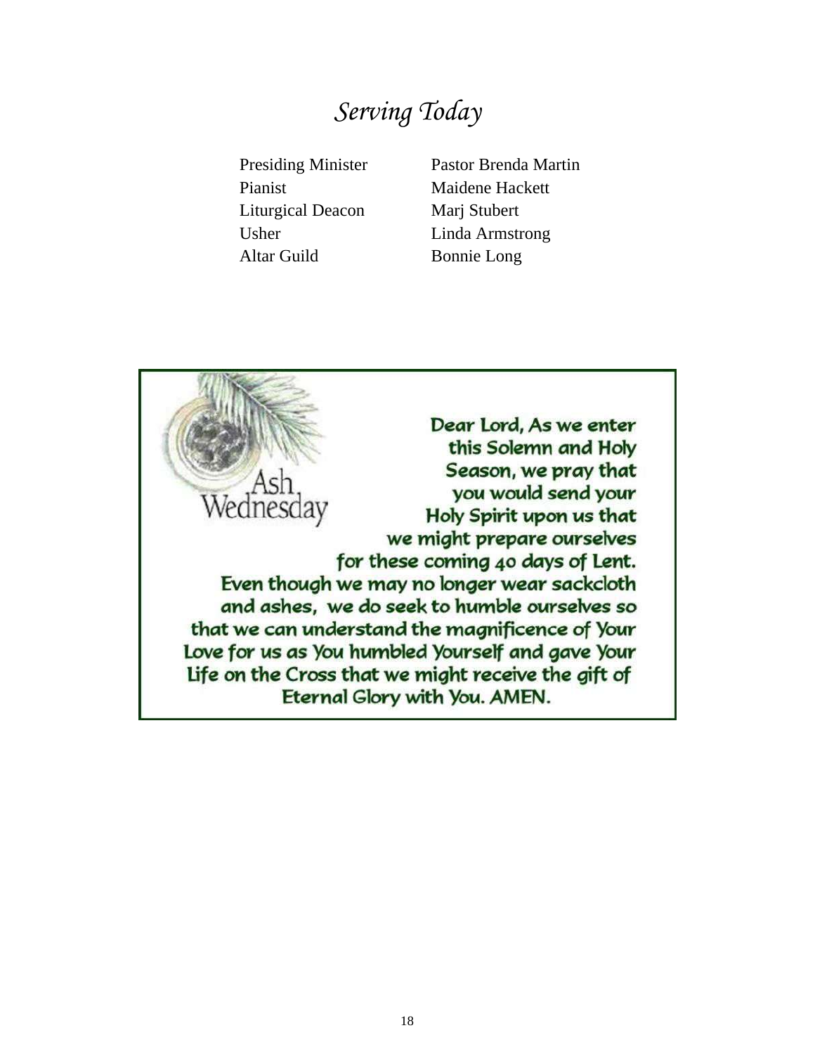# *Serving Today*

| | |
|---|---|
| Presiding Minister | Pastor Brenda Martin |
| Pianist | Maidene Hackett |
| Liturgical Deacon | Marj Stubert |
| Usher | Linda Armstrong |
| Altar Guild | Bonnie Long |

Ash Wednesday

Dear Lord, As we enter this Solemn and Holy Season, we pray that you would send your Holy Spirit upon us that we might prepare ourselves for these coming 40 days of Lent. Even though we may no longer wear sackcloth and ashes, we do seek to humble ourselves so that we can understand the magnificence of Your Love for us as You humbled Yourself and gave Your Life on the Cross that we might receive the gift of Eternal Glory with You. AMEN.